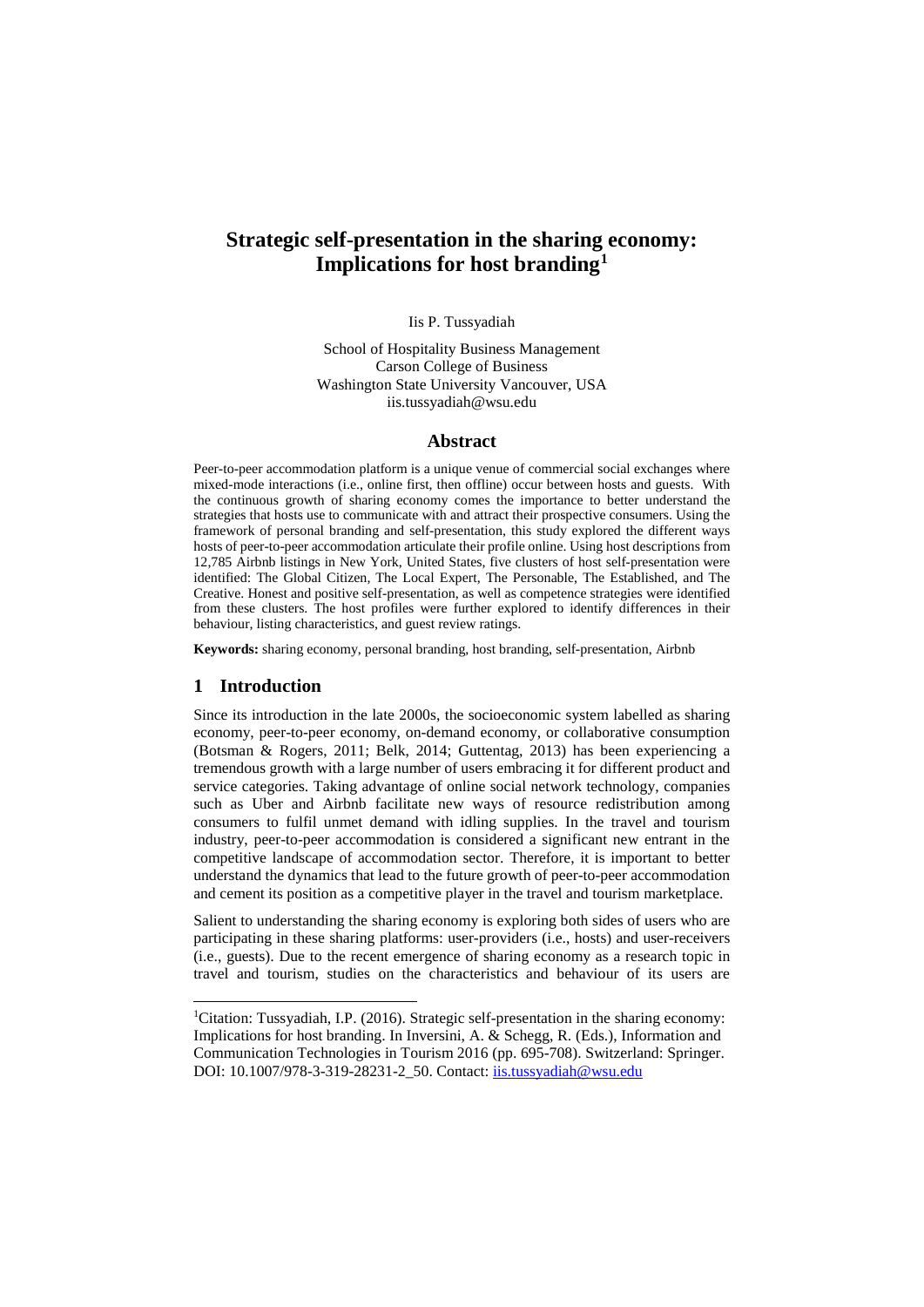# Strategic self-presentation in the sharing economy: Implications for host branding[1]

Iis P. Tussyadiah

School of Hospitality Business Management
Carson College of Business
Washington State University Vancouver, USA
iis.tussyadiah@wsu.edu

## Abstract

Peer-to-peer accommodation platform is a unique venue of commercial social exchanges where mixed-mode interactions (i.e., online first, then offline) occur between hosts and guests. With the continuous growth of sharing economy comes the importance to better understand the strategies that hosts use to communicate with and attract their prospective consumers. Using the framework of personal branding and self-presentation, this study explored the different ways hosts of peer-to-peer accommodation articulate their profile online. Using host descriptions from 12,785 Airbnb listings in New York, United States, five clusters of host self-presentation were identified: The Global Citizen, The Local Expert, The Personable, The Established, and The Creative. Honest and positive self-presentation, as well as competence strategies were identified from these clusters. The host profiles were further explored to identify differences in their behaviour, listing characteristics, and guest review ratings.

**Keywords:** sharing economy, personal branding, host branding, self-presentation, Airbnb

## 1 Introduction

Since its introduction in the late 2000s, the socioeconomic system labelled as sharing economy, peer-to-peer economy, on-demand economy, or collaborative consumption (Botsman & Rogers, 2011; Belk, 2014; Guttentag, 2013) has been experiencing a tremendous growth with a large number of users embracing it for different product and service categories. Taking advantage of online social network technology, companies such as Uber and Airbnb facilitate new ways of resource redistribution among consumers to fulfil unmet demand with idling supplies. In the travel and tourism industry, peer-to-peer accommodation is considered a significant new entrant in the competitive landscape of accommodation sector. Therefore, it is important to better understand the dynamics that lead to the future growth of peer-to-peer accommodation and cement its position as a competitive player in the travel and tourism marketplace.

Salient to understanding the sharing economy is exploring both sides of users who are participating in these sharing platforms: user-providers (i.e., hosts) and user-receivers (i.e., guests). Due to the recent emergence of sharing economy as a research topic in travel and tourism, studies on the characteristics and behaviour of its users are

---

[1]Citation: Tussyadiah, I.P. (2016). Strategic self-presentation in the sharing economy: Implications for host branding. In Inversini, A. & Schegg, R. (Eds.), Information and Communication Technologies in Tourism 2016 (pp. 695-708). Switzerland: Springer. DOI: 10.1007/978-3-319-28231-2_50. Contact: iis.tussyadiah@wsu.edu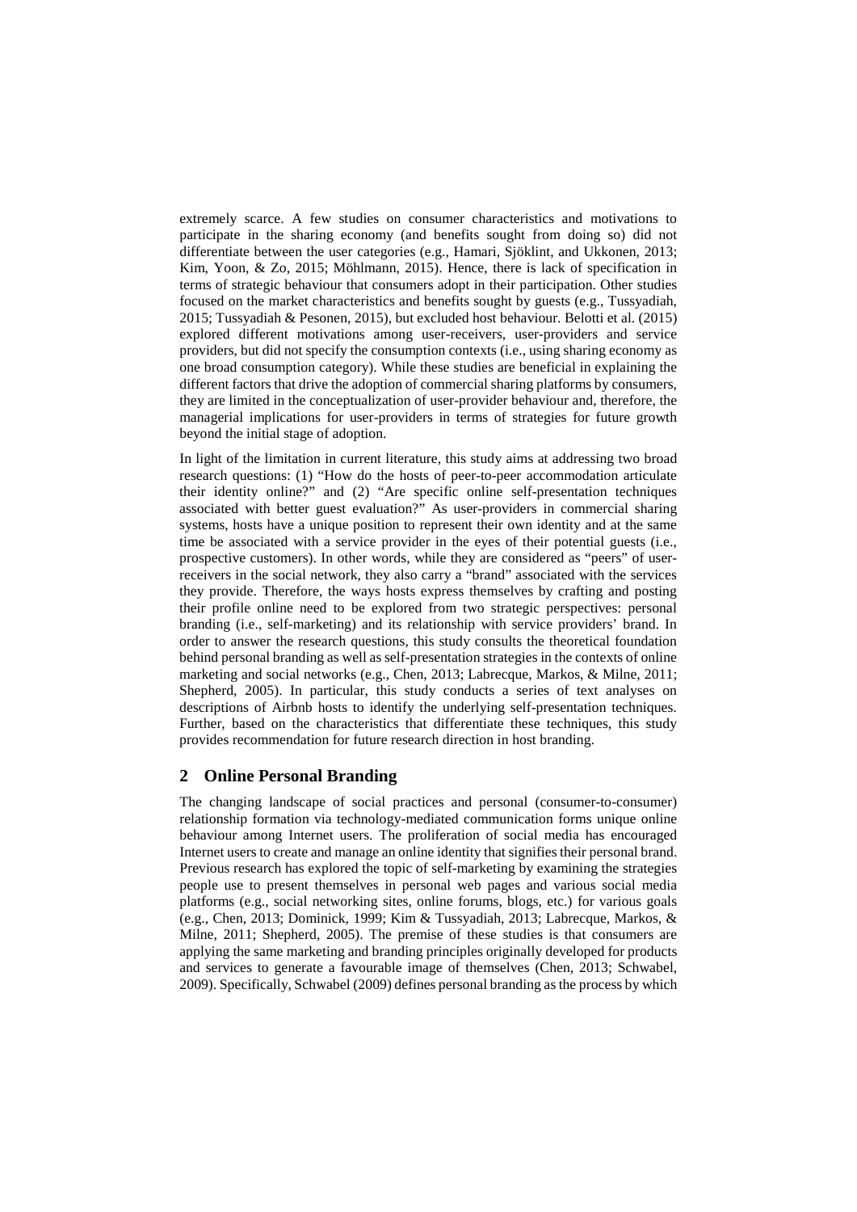extremely scarce. A few studies on consumer characteristics and motivations to participate in the sharing economy (and benefits sought from doing so) did not differentiate between the user categories (e.g., Hamari, Sjöklint, and Ukkonen, 2013; Kim, Yoon, & Zo, 2015; Möhlmann, 2015). Hence, there is lack of specification in terms of strategic behaviour that consumers adopt in their participation. Other studies focused on the market characteristics and benefits sought by guests (e.g., Tussyadiah, 2015; Tussyadiah & Pesonen, 2015), but excluded host behaviour. Belotti et al. (2015) explored different motivations among user-receivers, user-providers and service providers, but did not specify the consumption contexts (i.e., using sharing economy as one broad consumption category). While these studies are beneficial in explaining the different factors that drive the adoption of commercial sharing platforms by consumers, they are limited in the conceptualization of user-provider behaviour and, therefore, the managerial implications for user-providers in terms of strategies for future growth beyond the initial stage of adoption.

In light of the limitation in current literature, this study aims at addressing two broad research questions: (1) "How do the hosts of peer-to-peer accommodation articulate their identity online?" and (2) "Are specific online self-presentation techniques associated with better guest evaluation?" As user-providers in commercial sharing systems, hosts have a unique position to represent their own identity and at the same time be associated with a service provider in the eyes of their potential guests (i.e., prospective customers). In other words, while they are considered as "peers" of user-receivers in the social network, they also carry a "brand" associated with the services they provide. Therefore, the ways hosts express themselves by crafting and posting their profile online need to be explored from two strategic perspectives: personal branding (i.e., self-marketing) and its relationship with service providers' brand. In order to answer the research questions, this study consults the theoretical foundation behind personal branding as well as self-presentation strategies in the contexts of online marketing and social networks (e.g., Chen, 2013; Labrecque, Markos, & Milne, 2011; Shepherd, 2005). In particular, this study conducts a series of text analyses on descriptions of Airbnb hosts to identify the underlying self-presentation techniques. Further, based on the characteristics that differentiate these techniques, this study provides recommendation for future research direction in host branding.

## 2 Online Personal Branding

The changing landscape of social practices and personal (consumer-to-consumer) relationship formation via technology-mediated communication forms unique online behaviour among Internet users. The proliferation of social media has encouraged Internet users to create and manage an online identity that signifies their personal brand. Previous research has explored the topic of self-marketing by examining the strategies people use to present themselves in personal web pages and various social media platforms (e.g., social networking sites, online forums, blogs, etc.) for various goals (e.g., Chen, 2013; Dominick, 1999; Kim & Tussyadiah, 2013; Labrecque, Markos, & Milne, 2011; Shepherd, 2005). The premise of these studies is that consumers are applying the same marketing and branding principles originally developed for products and services to generate a favourable image of themselves (Chen, 2013; Schwabel, 2009). Specifically, Schwabel (2009) defines personal branding as the process by which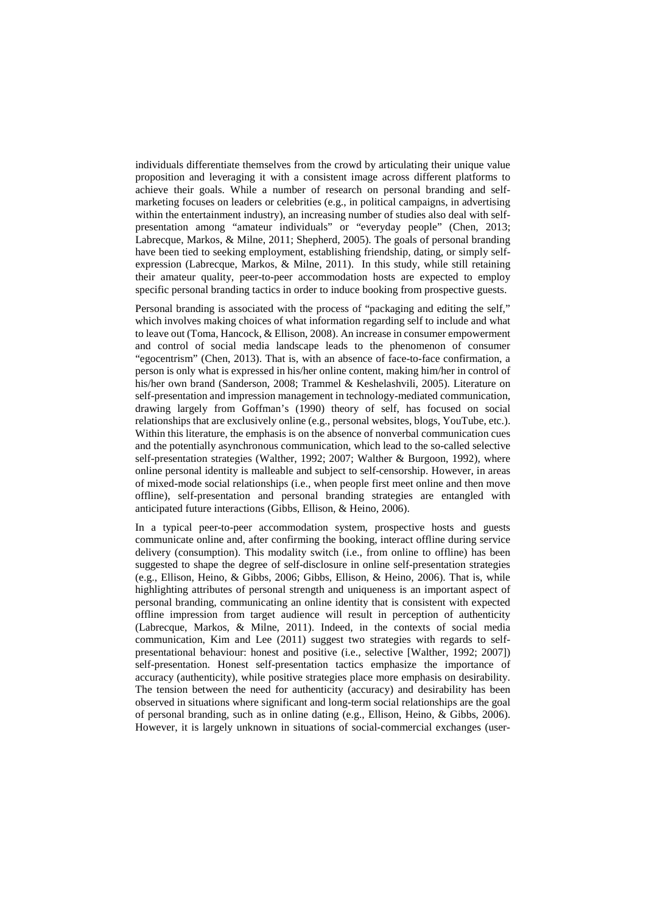individuals differentiate themselves from the crowd by articulating their unique value proposition and leveraging it with a consistent image across different platforms to achieve their goals. While a number of research on personal branding and self-marketing focuses on leaders or celebrities (e.g., in political campaigns, in advertising within the entertainment industry), an increasing number of studies also deal with self-presentation among "amateur individuals" or "everyday people" (Chen, 2013; Labrecque, Markos, & Milne, 2011; Shepherd, 2005). The goals of personal branding have been tied to seeking employment, establishing friendship, dating, or simply self-expression (Labrecque, Markos, & Milne, 2011). In this study, while still retaining their amateur quality, peer-to-peer accommodation hosts are expected to employ specific personal branding tactics in order to induce booking from prospective guests.

Personal branding is associated with the process of "packaging and editing the self," which involves making choices of what information regarding self to include and what to leave out (Toma, Hancock, & Ellison, 2008). An increase in consumer empowerment and control of social media landscape leads to the phenomenon of consumer "egocentrism" (Chen, 2013). That is, with an absence of face-to-face confirmation, a person is only what is expressed in his/her online content, making him/her in control of his/her own brand (Sanderson, 2008; Trammel & Keshelashvili, 2005). Literature on self-presentation and impression management in technology-mediated communication, drawing largely from Goffman's (1990) theory of self, has focused on social relationships that are exclusively online (e.g., personal websites, blogs, YouTube, etc.). Within this literature, the emphasis is on the absence of nonverbal communication cues and the potentially asynchronous communication, which lead to the so-called selective self-presentation strategies (Walther, 1992; 2007; Walther & Burgoon, 1992), where online personal identity is malleable and subject to self-censorship. However, in areas of mixed-mode social relationships (i.e., when people first meet online and then move offline), self-presentation and personal branding strategies are entangled with anticipated future interactions (Gibbs, Ellison, & Heino, 2006).

In a typical peer-to-peer accommodation system, prospective hosts and guests communicate online and, after confirming the booking, interact offline during service delivery (consumption). This modality switch (i.e., from online to offline) has been suggested to shape the degree of self-disclosure in online self-presentation strategies (e.g., Ellison, Heino, & Gibbs, 2006; Gibbs, Ellison, & Heino, 2006). That is, while highlighting attributes of personal strength and uniqueness is an important aspect of personal branding, communicating an online identity that is consistent with expected offline impression from target audience will result in perception of authenticity (Labrecque, Markos, & Milne, 2011). Indeed, in the contexts of social media communication, Kim and Lee (2011) suggest two strategies with regards to self-presentational behaviour: honest and positive (i.e., selective [Walther, 1992; 2007]) self-presentation. Honest self-presentation tactics emphasize the importance of accuracy (authenticity), while positive strategies place more emphasis on desirability. The tension between the need for authenticity (accuracy) and desirability has been observed in situations where significant and long-term social relationships are the goal of personal branding, such as in online dating (e.g., Ellison, Heino, & Gibbs, 2006). However, it is largely unknown in situations of social-commercial exchanges (user-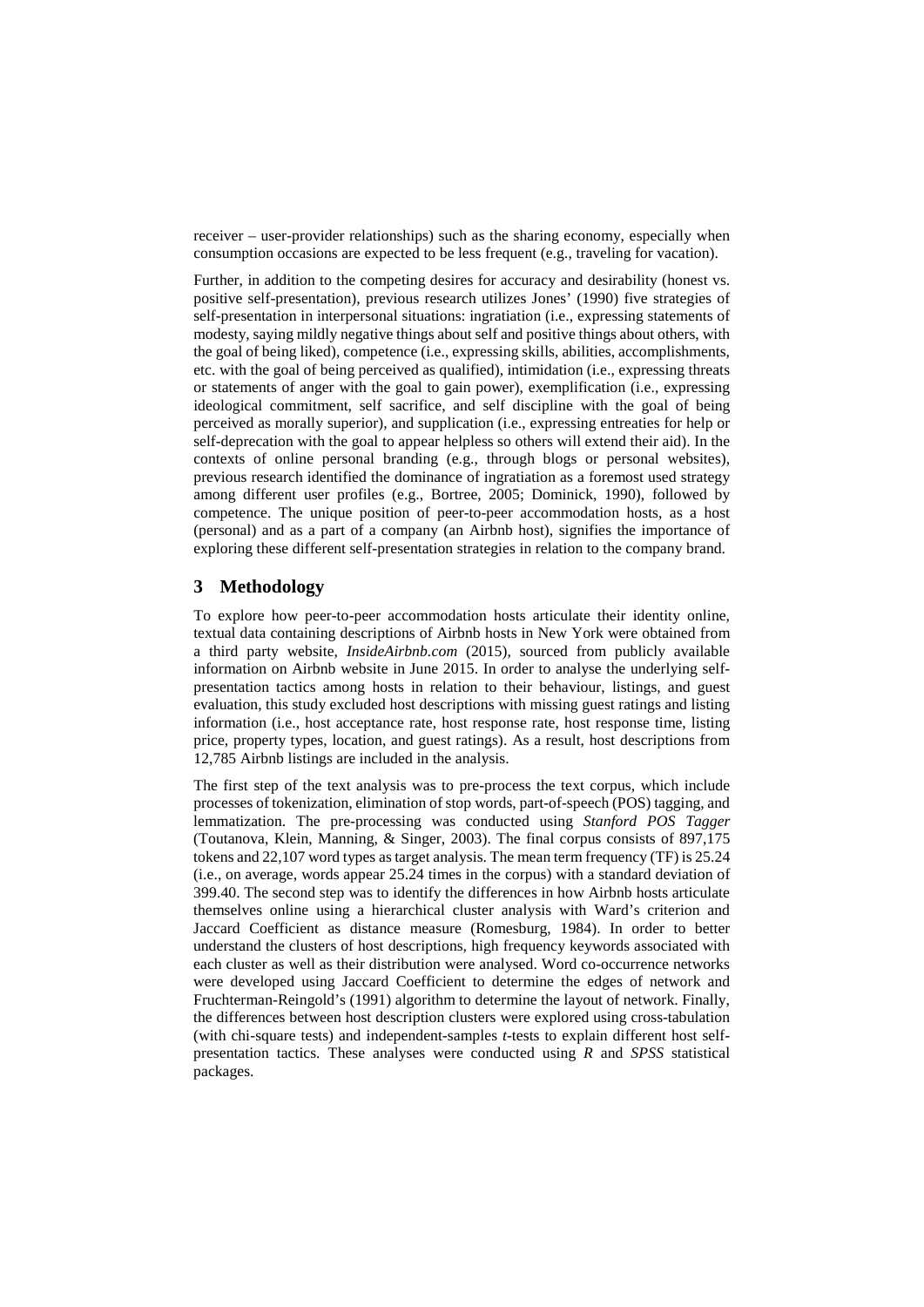receiver – user-provider relationships) such as the sharing economy, especially when consumption occasions are expected to be less frequent (e.g., traveling for vacation).

Further, in addition to the competing desires for accuracy and desirability (honest vs. positive self-presentation), previous research utilizes Jones' (1990) five strategies of self-presentation in interpersonal situations: ingratiation (i.e., expressing statements of modesty, saying mildly negative things about self and positive things about others, with the goal of being liked), competence (i.e., expressing skills, abilities, accomplishments, etc. with the goal of being perceived as qualified), intimidation (i.e., expressing threats or statements of anger with the goal to gain power), exemplification (i.e., expressing ideological commitment, self sacrifice, and self discipline with the goal of being perceived as morally superior), and supplication (i.e., expressing entreaties for help or self-deprecation with the goal to appear helpless so others will extend their aid). In the contexts of online personal branding (e.g., through blogs or personal websites), previous research identified the dominance of ingratiation as a foremost used strategy among different user profiles (e.g., Bortree, 2005; Dominick, 1990), followed by competence. The unique position of peer-to-peer accommodation hosts, as a host (personal) and as a part of a company (an Airbnb host), signifies the importance of exploring these different self-presentation strategies in relation to the company brand.

## 3 Methodology

To explore how peer-to-peer accommodation hosts articulate their identity online, textual data containing descriptions of Airbnb hosts in New York were obtained from a third party website, *InsideAirbnb.com* (2015), sourced from publicly available information on Airbnb website in June 2015. In order to analyse the underlying self-presentation tactics among hosts in relation to their behaviour, listings, and guest evaluation, this study excluded host descriptions with missing guest ratings and listing information (i.e., host acceptance rate, host response rate, host response time, listing price, property types, location, and guest ratings). As a result, host descriptions from 12,785 Airbnb listings are included in the analysis.

The first step of the text analysis was to pre-process the text corpus, which include processes of tokenization, elimination of stop words, part-of-speech (POS) tagging, and lemmatization. The pre-processing was conducted using *Stanford POS Tagger* (Toutanova, Klein, Manning, & Singer, 2003). The final corpus consists of 897,175 tokens and 22,107 word types as target analysis. The mean term frequency (TF) is 25.24 (i.e., on average, words appear 25.24 times in the corpus) with a standard deviation of 399.40. The second step was to identify the differences in how Airbnb hosts articulate themselves online using a hierarchical cluster analysis with Ward's criterion and Jaccard Coefficient as distance measure (Romesburg, 1984). In order to better understand the clusters of host descriptions, high frequency keywords associated with each cluster as well as their distribution were analysed. Word co-occurrence networks were developed using Jaccard Coefficient to determine the edges of network and Fruchterman-Reingold's (1991) algorithm to determine the layout of network. Finally, the differences between host description clusters were explored using cross-tabulation (with chi-square tests) and independent-samples *t*-tests to explain different host self-presentation tactics. These analyses were conducted using *R* and *SPSS* statistical packages.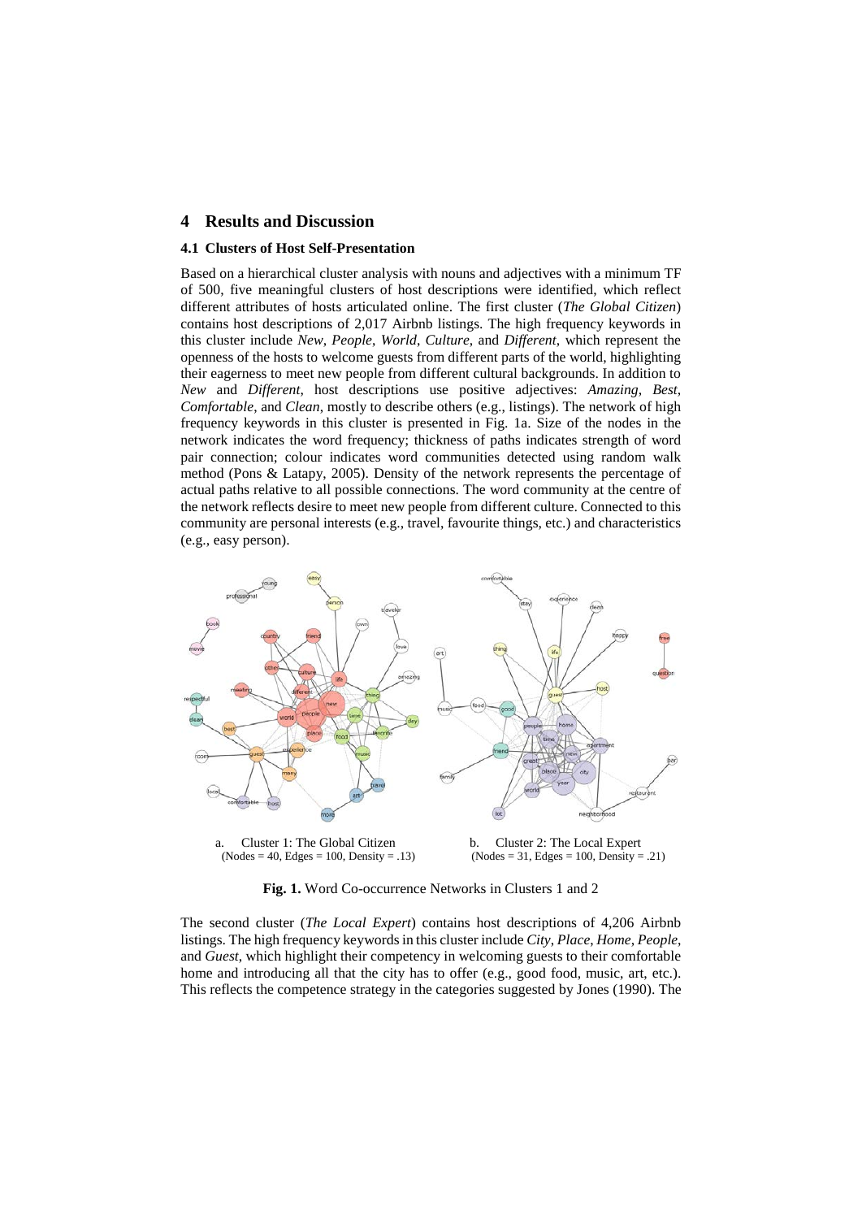## 4 Results and Discussion

### 4.1 Clusters of Host Self-Presentation

Based on a hierarchical cluster analysis with nouns and adjectives with a minimum TF of 500, five meaningful clusters of host descriptions were identified, which reflect different attributes of hosts articulated online. The first cluster (*The Global Citizen*) contains host descriptions of 2,017 Airbnb listings. The high frequency keywords in this cluster include *New*, *People*, *World*, *Culture*, and *Different*, which represent the openness of the hosts to welcome guests from different parts of the world, highlighting their eagerness to meet new people from different cultural backgrounds. In addition to *New* and *Different*, host descriptions use positive adjectives: *Amazing*, *Best*, *Comfortable*, and *Clean*, mostly to describe others (e.g., listings). The network of high frequency keywords in this cluster is presented in Fig. 1a. Size of the nodes in the network indicates the word frequency; thickness of paths indicates strength of word pair connection; colour indicates word communities detected using random walk method (Pons & Latapy, 2005). Density of the network represents the percentage of actual paths relative to all possible connections. The word community at the centre of the network reflects desire to meet new people from different culture. Connected to this community are personal interests (e.g., travel, favourite things, etc.) and characteristics (e.g., easy person).

a. Cluster 1: The Global Citizen (Nodes = 40, Edges = 100, Density = .13)

b. Cluster 2: The Local Expert (Nodes = 31, Edges = 100, Density = .21)

**Fig. 1.** Word Co-occurrence Networks in Clusters 1 and 2

The second cluster (*The Local Expert*) contains host descriptions of 4,206 Airbnb listings. The high frequency keywords in this cluster include *City*, *Place*, *Home*, *People*, and *Guest*, which highlight their competency in welcoming guests to their comfortable home and introducing all that the city has to offer (e.g., good food, music, art, etc.). This reflects the competence strategy in the categories suggested by Jones (1990). The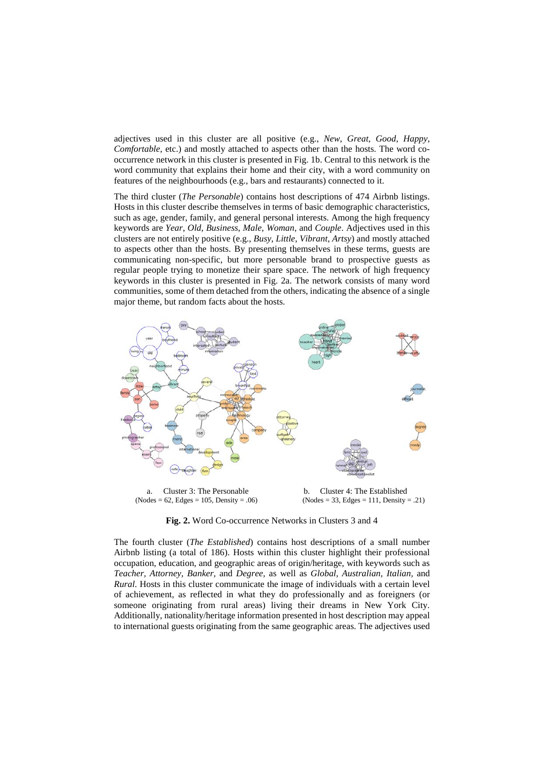adjectives used in this cluster are all positive (e.g., *New*, *Great*, *Good*, *Happy*, *Comfortable*, etc.) and mostly attached to aspects other than the hosts. The word co-occurrence network in this cluster is presented in Fig. 1b. Central to this network is the word community that explains their home and their city, with a word community on features of the neighbourhoods (e.g., bars and restaurants) connected to it.

The third cluster (*The Personable*) contains host descriptions of 474 Airbnb listings. Hosts in this cluster describe themselves in terms of basic demographic characteristics, such as age, gender, family, and general personal interests. Among the high frequency keywords are *Year*, *Old*, *Business*, *Male*, *Woman*, and *Couple*. Adjectives used in this clusters are not entirely positive (e.g., *Busy*, *Little*, *Vibrant*, *Artsy*) and mostly attached to aspects other than the hosts. By presenting themselves in these terms, guests are communicating non-specific, but more personable brand to prospective guests as regular people trying to monetize their spare space. The network of high frequency keywords in this cluster is presented in Fig. 2a. The network consists of many word communities, some of them detached from the others, indicating the absence of a single major theme, but random facts about the hosts.

a. Cluster 3: The Personable (Nodes = 62, Edges = 105, Density = .06)

b. Cluster 4: The Established (Nodes = 33, Edges = 111, Density = .21)

**Fig. 2.** Word Co-occurrence Networks in Clusters 3 and 4

The fourth cluster (*The Established*) contains host descriptions of a small number Airbnb listing (a total of 186). Hosts within this cluster highlight their professional occupation, education, and geographic areas of origin/heritage, with keywords such as *Teacher*, *Attorney*, *Banker*, and *Degree*, as well as *Global*, *Australian*, *Italian*, and *Rural*. Hosts in this cluster communicate the image of individuals with a certain level of achievement, as reflected in what they do professionally and as foreigners (or someone originating from rural areas) living their dreams in New York City. Additionally, nationality/heritage information presented in host description may appeal to international guests originating from the same geographic areas. The adjectives used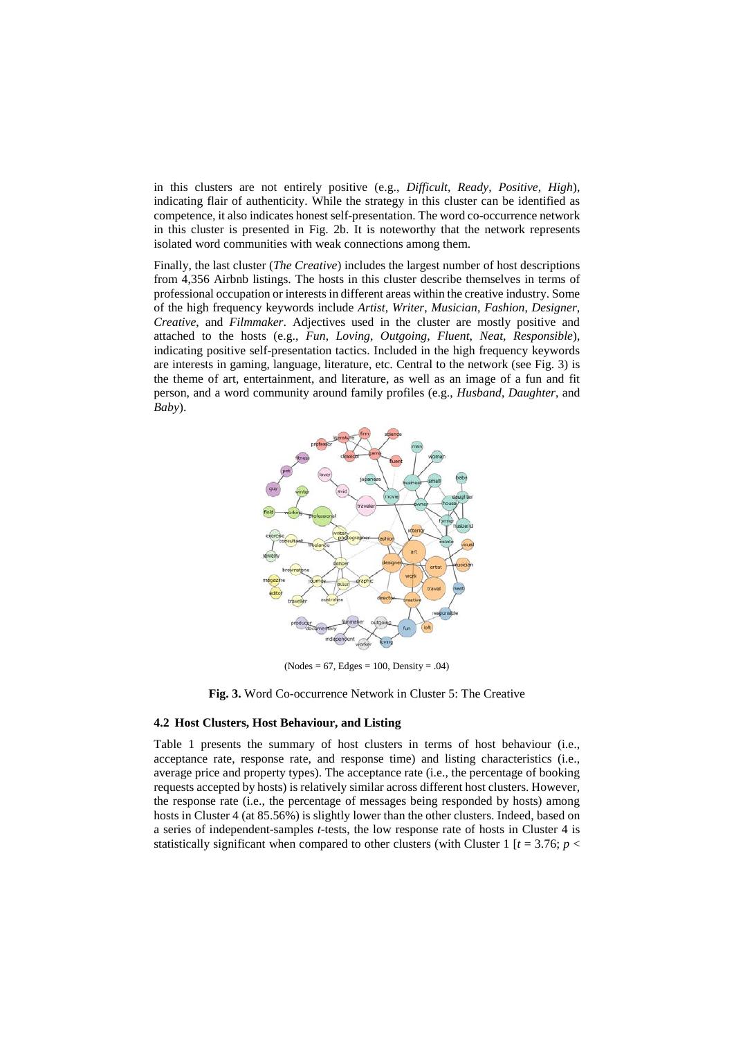in this clusters are not entirely positive (e.g., *Difficult*, *Ready*, *Positive*, *High*), indicating flair of authenticity. While the strategy in this cluster can be identified as competence, it also indicates honest self-presentation. The word co-occurrence network in this cluster is presented in Fig. 2b. It is noteworthy that the network represents isolated word communities with weak connections among them.

Finally, the last cluster (*The Creative*) includes the largest number of host descriptions from 4,356 Airbnb listings. The hosts in this cluster describe themselves in terms of professional occupation or interests in different areas within the creative industry. Some of the high frequency keywords include *Artist*, *Writer*, *Musician*, *Fashion*, *Designer*, *Creative*, and *Filmmaker*. Adjectives used in the cluster are mostly positive and attached to the hosts (e.g., *Fun*, *Loving*, *Outgoing*, *Fluent*, *Neat*, *Responsible*), indicating positive self-presentation tactics. Included in the high frequency keywords are interests in gaming, language, literature, etc. Central to the network (see Fig. 3) is the theme of art, entertainment, and literature, as well as an image of a fun and fit person, and a word community around family profiles (e.g., *Husband*, *Daughter*, and *Baby*).

(Nodes = 67, Edges = 100, Density = .04)

**Fig. 3.** Word Co-occurrence Network in Cluster 5: The Creative

### 4.2 Host Clusters, Host Behaviour, and Listing

Table 1 presents the summary of host clusters in terms of host behaviour (i.e., acceptance rate, response rate, and response time) and listing characteristics (i.e., average price and property types). The acceptance rate (i.e., the percentage of booking requests accepted by hosts) is relatively similar across different host clusters. However, the response rate (i.e., the percentage of messages being responded by hosts) among hosts in Cluster 4 (at 85.56%) is slightly lower than the other clusters. Indeed, based on a series of independent-samples *t*-tests, the low response rate of hosts in Cluster 4 is statistically significant when compared to other clusters (with Cluster 1 [$t = 3.76$; $p <$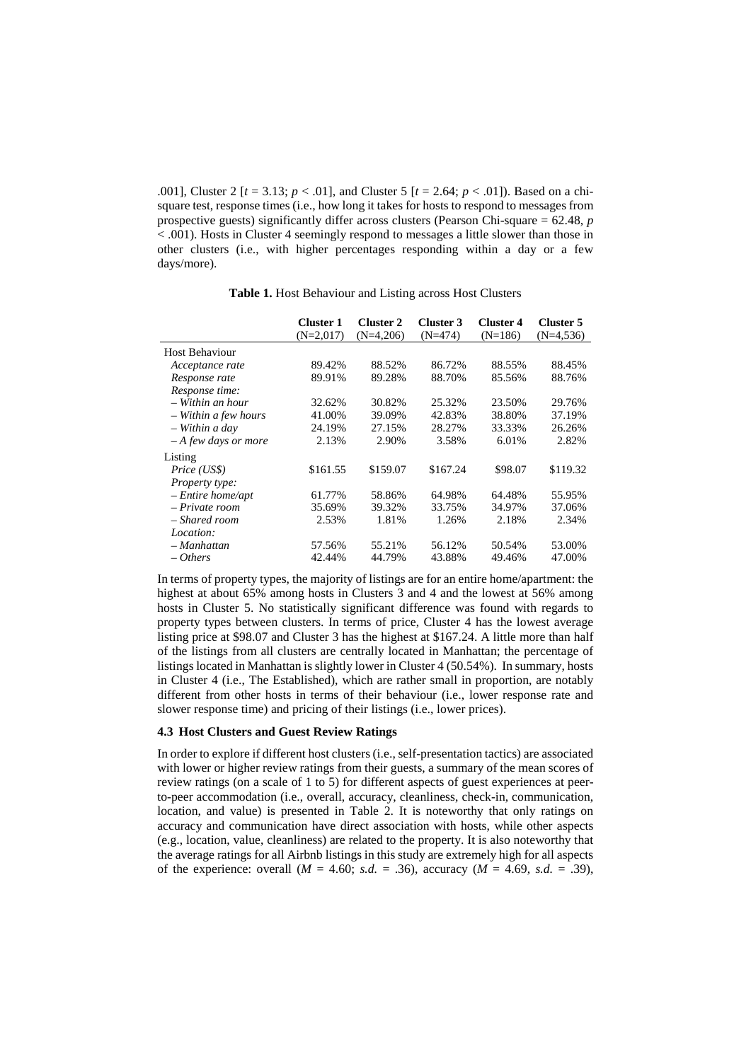.001], Cluster 2 [$t = 3.13$; $p < .01$], and Cluster 5 [$t = 2.64$; $p < .01$]). Based on a chi-square test, response times (i.e., how long it takes for hosts to respond to messages from prospective guests) significantly differ across clusters (Pearson Chi-square = 62.48, $p < .001$). Hosts in Cluster 4 seemingly respond to messages a little slower than those in other clusters (i.e., with higher percentages responding within a day or a few days/more).

**Table 1.** Host Behaviour and Listing across Host Clusters

| | **Cluster 1** (N=2,017) | **Cluster 2** (N=4,206) | **Cluster 3** (N=474) | **Cluster 4** (N=186) | **Cluster 5** (N=4,536) |
|---|---|---|---|---|---|
| Host Behaviour | | | | | |
| *Acceptance rate* | 89.42% | 88.52% | 86.72% | 88.55% | 88.45% |
| *Response rate* | 89.91% | 89.28% | 88.70% | 85.56% | 88.76% |
| *Response time:* | | | | | |
| *– Within an hour* | 32.62% | 30.82% | 25.32% | 23.50% | 29.76% |
| *– Within a few hours* | 41.00% | 39.09% | 42.83% | 38.80% | 37.19% |
| *– Within a day* | 24.19% | 27.15% | 28.27% | 33.33% | 26.26% |
| *– A few days or more* | 2.13% | 2.90% | 3.58% | 6.01% | 2.82% |
| Listing | | | | | |
| *Price (US$)* | $161.55 | $159.07 | $167.24 | $98.07 | $119.32 |
| *Property type:* | | | | | |
| *– Entire home/apt* | 61.77% | 58.86% | 64.98% | 64.48% | 55.95% |
| *– Private room* | 35.69% | 39.32% | 33.75% | 34.97% | 37.06% |
| *– Shared room* | 2.53% | 1.81% | 1.26% | 2.18% | 2.34% |
| *Location:* | | | | | |
| *– Manhattan* | 57.56% | 55.21% | 56.12% | 50.54% | 53.00% |
| *– Others* | 42.44% | 44.79% | 43.88% | 49.46% | 47.00% |

In terms of property types, the majority of listings are for an entire home/apartment: the highest at about 65% among hosts in Clusters 3 and 4 and the lowest at 56% among hosts in Cluster 5. No statistically significant difference was found with regards to property types between clusters. In terms of price, Cluster 4 has the lowest average listing price at $98.07 and Cluster 3 has the highest at $167.24. A little more than half of the listings from all clusters are centrally located in Manhattan; the percentage of listings located in Manhattan is slightly lower in Cluster 4 (50.54%). In summary, hosts in Cluster 4 (i.e., The Established), which are rather small in proportion, are notably different from other hosts in terms of their behaviour (i.e., lower response rate and slower response time) and pricing of their listings (i.e., lower prices).

### 4.3 Host Clusters and Guest Review Ratings

In order to explore if different host clusters (i.e., self-presentation tactics) are associated with lower or higher review ratings from their guests, a summary of the mean scores of review ratings (on a scale of 1 to 5) for different aspects of guest experiences at peer-to-peer accommodation (i.e., overall, accuracy, cleanliness, check-in, communication, location, and value) is presented in Table 2. It is noteworthy that only ratings on accuracy and communication have direct association with hosts, while other aspects (e.g., location, value, cleanliness) are related to the property. It is also noteworthy that the average ratings for all Airbnb listings in this study are extremely high for all aspects of the experience: overall ($M = 4.60$; $s.d. = .36$), accuracy ($M = 4.69$, $s.d. = .39$),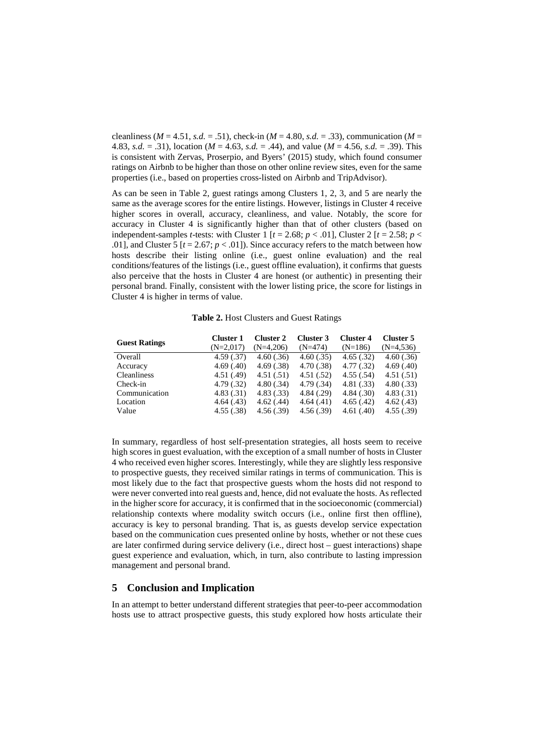cleanliness ($M$ = 4.51, *s.d.* = .51), check-in ($M$ = 4.80, *s.d.* = .33), communication ($M$ = 4.83, *s.d.* = .31), location ($M$ = 4.63, *s.d.* = .44), and value ($M$ = 4.56, *s.d.* = .39). This is consistent with Zervas, Proserpio, and Byers' (2015) study, which found consumer ratings on Airbnb to be higher than those on other online review sites, even for the same properties (i.e., based on properties cross-listed on Airbnb and TripAdvisor).

As can be seen in Table 2, guest ratings among Clusters 1, 2, 3, and 5 are nearly the same as the average scores for the entire listings. However, listings in Cluster 4 receive higher scores in overall, accuracy, cleanliness, and value. Notably, the score for accuracy in Cluster 4 is significantly higher than that of other clusters (based on independent-samples *t*-tests: with Cluster 1 [$t = 2.68$; $p < .01$], Cluster 2 [$t = 2.58$; $p < .01$], and Cluster 5 [$t = 2.67$; $p < .01$]). Since accuracy refers to the match between how hosts describe their listing online (i.e., guest online evaluation) and the real conditions/features of the listings (i.e., guest offline evaluation), it confirms that guests also perceive that the hosts in Cluster 4 are honest (or authentic) in presenting their personal brand. Finally, consistent with the lower listing price, the score for listings in Cluster 4 is higher in terms of value.

**Table 2.** Host Clusters and Guest Ratings

| Guest Ratings | Cluster 1 (N=2,017) | Cluster 2 (N=4,206) | Cluster 3 (N=474) | Cluster 4 (N=186) | Cluster 5 (N=4,536) |
|---|---|---|---|---|---|
| Overall | 4.59 (.37) | 4.60 (.36) | 4.60 (.35) | 4.65 (.32) | 4.60 (.36) |
| Accuracy | 4.69 (.40) | 4.69 (.38) | 4.70 (.38) | 4.77 (.32) | 4.69 (.40) |
| Cleanliness | 4.51 (.49) | 4.51 (.51) | 4.51 (.52) | 4.55 (.54) | 4.51 (.51) |
| Check-in | 4.79 (.32) | 4.80 (.34) | 4.79 (.34) | 4.81 (.33) | 4.80 (.33) |
| Communication | 4.83 (.31) | 4.83 (.33) | 4.84 (.29) | 4.84 (.30) | 4.83 (.31) |
| Location | 4.64 (.43) | 4.62 (.44) | 4.64 (.41) | 4.65 (.42) | 4.62 (.43) |
| Value | 4.55 (.38) | 4.56 (.39) | 4.56 (.39) | 4.61 (.40) | 4.55 (.39) |

In summary, regardless of host self-presentation strategies, all hosts seem to receive high scores in guest evaluation, with the exception of a small number of hosts in Cluster 4 who received even higher scores. Interestingly, while they are slightly less responsive to prospective guests, they received similar ratings in terms of communication. This is most likely due to the fact that prospective guests whom the hosts did not respond to were never converted into real guests and, hence, did not evaluate the hosts. As reflected in the higher score for accuracy, it is confirmed that in the socioeconomic (commercial) relationship contexts where modality switch occurs (i.e., online first then offline), accuracy is key to personal branding. That is, as guests develop service expectation based on the communication cues presented online by hosts, whether or not these cues are later confirmed during service delivery (i.e., direct host – guest interactions) shape guest experience and evaluation, which, in turn, also contribute to lasting impression management and personal brand.

## 5 Conclusion and Implication

In an attempt to better understand different strategies that peer-to-peer accommodation hosts use to attract prospective guests, this study explored how hosts articulate their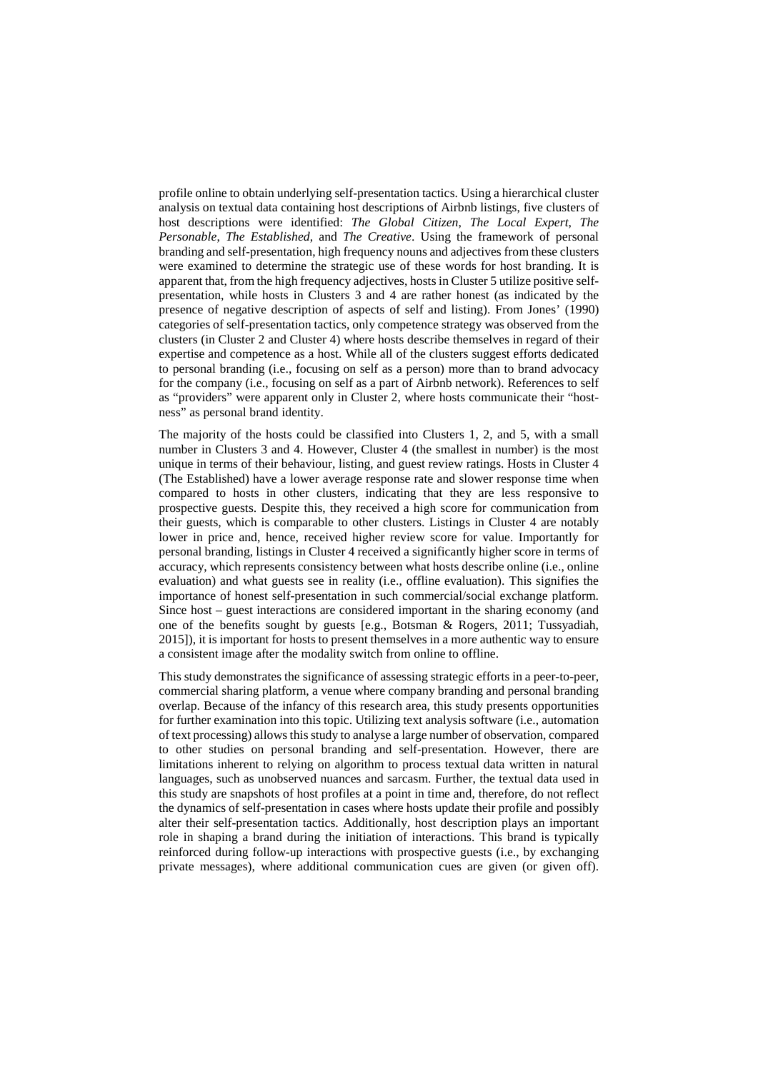profile online to obtain underlying self-presentation tactics. Using a hierarchical cluster analysis on textual data containing host descriptions of Airbnb listings, five clusters of host descriptions were identified: *The Global Citizen*, *The Local Expert*, *The Personable*, *The Established*, and *The Creative*. Using the framework of personal branding and self-presentation, high frequency nouns and adjectives from these clusters were examined to determine the strategic use of these words for host branding. It is apparent that, from the high frequency adjectives, hosts in Cluster 5 utilize positive self-presentation, while hosts in Clusters 3 and 4 are rather honest (as indicated by the presence of negative description of aspects of self and listing). From Jones' (1990) categories of self-presentation tactics, only competence strategy was observed from the clusters (in Cluster 2 and Cluster 4) where hosts describe themselves in regard of their expertise and competence as a host. While all of the clusters suggest efforts dedicated to personal branding (i.e., focusing on self as a person) more than to brand advocacy for the company (i.e., focusing on self as a part of Airbnb network). References to self as "providers" were apparent only in Cluster 2, where hosts communicate their "host-ness" as personal brand identity.

The majority of the hosts could be classified into Clusters 1, 2, and 5, with a small number in Clusters 3 and 4. However, Cluster 4 (the smallest in number) is the most unique in terms of their behaviour, listing, and guest review ratings. Hosts in Cluster 4 (The Established) have a lower average response rate and slower response time when compared to hosts in other clusters, indicating that they are less responsive to prospective guests. Despite this, they received a high score for communication from their guests, which is comparable to other clusters. Listings in Cluster 4 are notably lower in price and, hence, received higher review score for value. Importantly for personal branding, listings in Cluster 4 received a significantly higher score in terms of accuracy, which represents consistency between what hosts describe online (i.e., online evaluation) and what guests see in reality (i.e., offline evaluation). This signifies the importance of honest self-presentation in such commercial/social exchange platform. Since host – guest interactions are considered important in the sharing economy (and one of the benefits sought by guests [e.g., Botsman & Rogers, 2011; Tussyadiah, 2015]), it is important for hosts to present themselves in a more authentic way to ensure a consistent image after the modality switch from online to offline.

This study demonstrates the significance of assessing strategic efforts in a peer-to-peer, commercial sharing platform, a venue where company branding and personal branding overlap. Because of the infancy of this research area, this study presents opportunities for further examination into this topic. Utilizing text analysis software (i.e., automation of text processing) allows this study to analyse a large number of observation, compared to other studies on personal branding and self-presentation. However, there are limitations inherent to relying on algorithm to process textual data written in natural languages, such as unobserved nuances and sarcasm. Further, the textual data used in this study are snapshots of host profiles at a point in time and, therefore, do not reflect the dynamics of self-presentation in cases where hosts update their profile and possibly alter their self-presentation tactics. Additionally, host description plays an important role in shaping a brand during the initiation of interactions. This brand is typically reinforced during follow-up interactions with prospective guests (i.e., by exchanging private messages), where additional communication cues are given (or given off).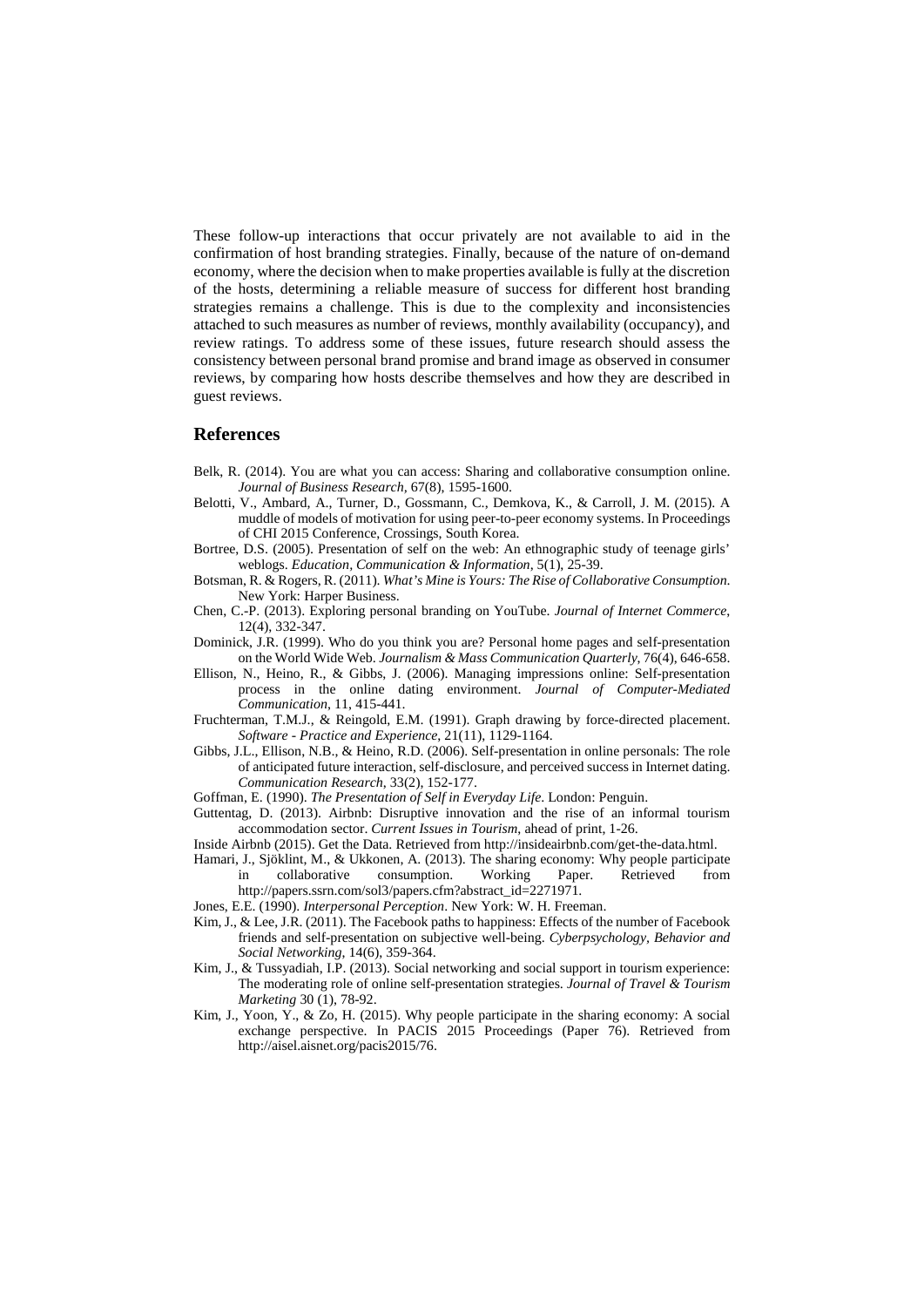These follow-up interactions that occur privately are not available to aid in the confirmation of host branding strategies. Finally, because of the nature of on-demand economy, where the decision when to make properties available is fully at the discretion of the hosts, determining a reliable measure of success for different host branding strategies remains a challenge. This is due to the complexity and inconsistencies attached to such measures as number of reviews, monthly availability (occupancy), and review ratings. To address some of these issues, future research should assess the consistency between personal brand promise and brand image as observed in consumer reviews, by comparing how hosts describe themselves and how they are described in guest reviews.

## References

Belk, R. (2014). You are what you can access: Sharing and collaborative consumption online. *Journal of Business Research*, 67(8), 1595-1600.

Belotti, V., Ambard, A., Turner, D., Gossmann, C., Demkova, K., & Carroll, J. M. (2015). A muddle of models of motivation for using peer-to-peer economy systems. In Proceedings of CHI 2015 Conference, Crossings, South Korea.

Bortree, D.S. (2005). Presentation of self on the web: An ethnographic study of teenage girls' weblogs. *Education, Communication & Information*, 5(1), 25-39.

Botsman, R. & Rogers, R. (2011). *What's Mine is Yours: The Rise of Collaborative Consumption.* New York: Harper Business.

Chen, C.-P. (2013). Exploring personal branding on YouTube. *Journal of Internet Commerce*, 12(4), 332-347.

Dominick, J.R. (1999). Who do you think you are? Personal home pages and self-presentation on the World Wide Web. *Journalism & Mass Communication Quarterly*, 76(4), 646-658.

Ellison, N., Heino, R., & Gibbs, J. (2006). Managing impressions online: Self-presentation process in the online dating environment. *Journal of Computer-Mediated Communication*, 11, 415-441.

Fruchterman, T.M.J., & Reingold, E.M. (1991). Graph drawing by force-directed placement. *Software - Practice and Experience*, 21(11), 1129-1164.

Gibbs, J.L., Ellison, N.B., & Heino, R.D. (2006). Self-presentation in online personals: The role of anticipated future interaction, self-disclosure, and perceived success in Internet dating. *Communication Research*, 33(2), 152-177.

Goffman, E. (1990). *The Presentation of Self in Everyday Life*. London: Penguin.

Guttentag, D. (2013). Airbnb: Disruptive innovation and the rise of an informal tourism accommodation sector. *Current Issues in Tourism*, ahead of print, 1-26.

Inside Airbnb (2015). Get the Data. Retrieved from http://insideairbnb.com/get-the-data.html.

Hamari, J., Sjöklint, M., & Ukkonen, A. (2013). The sharing economy: Why people participate in collaborative consumption. Working Paper. Retrieved from http://papers.ssrn.com/sol3/papers.cfm?abstract_id=2271971.

Jones, E.E. (1990). *Interpersonal Perception*. New York: W. H. Freeman.

Kim, J., & Lee, J.R. (2011). The Facebook paths to happiness: Effects of the number of Facebook friends and self-presentation on subjective well-being. *Cyberpsychology, Behavior and Social Networking*, 14(6), 359-364.

Kim, J., & Tussyadiah, I.P. (2013). Social networking and social support in tourism experience: The moderating role of online self-presentation strategies. *Journal of Travel & Tourism Marketing* 30 (1), 78-92.

Kim, J., Yoon, Y., & Zo, H. (2015). Why people participate in the sharing economy: A social exchange perspective. In PACIS 2015 Proceedings (Paper 76). Retrieved from http://aisel.aisnet.org/pacis2015/76.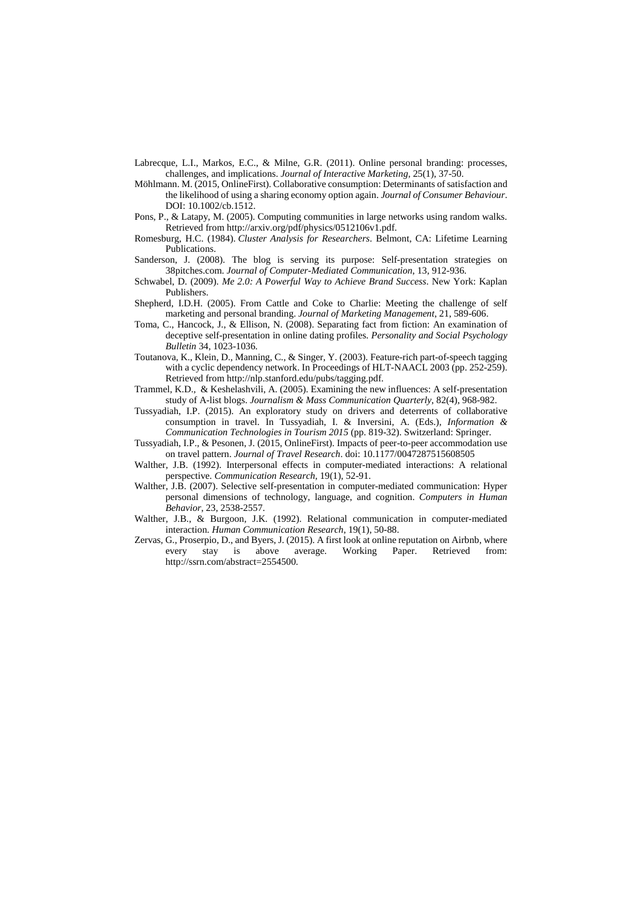Labrecque, L.I., Markos, E.C., & Milne, G.R. (2011). Online personal branding: processes, challenges, and implications. *Journal of Interactive Marketing*, 25(1), 37-50.

Möhlmann. M. (2015, OnlineFirst). Collaborative consumption: Determinants of satisfaction and the likelihood of using a sharing economy option again. *Journal of Consumer Behaviour*. DOI: 10.1002/cb.1512.

Pons, P., & Latapy, M. (2005). Computing communities in large networks using random walks. Retrieved from http://arxiv.org/pdf/physics/0512106v1.pdf.

Romesburg, H.C. (1984). *Cluster Analysis for Researchers*. Belmont, CA: Lifetime Learning Publications.

Sanderson, J. (2008). The blog is serving its purpose: Self-presentation strategies on 38pitches.com. *Journal of Computer-Mediated Communication*, 13, 912-936.

Schwabel, D. (2009). *Me 2.0: A Powerful Way to Achieve Brand Success*. New York: Kaplan Publishers.

Shepherd, I.D.H. (2005). From Cattle and Coke to Charlie: Meeting the challenge of self marketing and personal branding. *Journal of Marketing Management*, 21, 589-606.

Toma, C., Hancock, J., & Ellison, N. (2008). Separating fact from fiction: An examination of deceptive self-presentation in online dating profiles. *Personality and Social Psychology Bulletin* 34, 1023-1036.

Toutanova, K., Klein, D., Manning, C., & Singer, Y. (2003). Feature-rich part-of-speech tagging with a cyclic dependency network. In Proceedings of HLT-NAACL 2003 (pp. 252-259). Retrieved from http://nlp.stanford.edu/pubs/tagging.pdf.

Trammel, K.D., & Keshelashvili, A. (2005). Examining the new influences: A self-presentation study of A-list blogs. *Journalism & Mass Communication Quarterly*, 82(4), 968-982.

Tussyadiah, I.P. (2015). An exploratory study on drivers and deterrents of collaborative consumption in travel. In Tussyadiah, I. & Inversini, A. (Eds.), *Information & Communication Technologies in Tourism 2015* (pp. 819-32). Switzerland: Springer.

Tussyadiah, I.P., & Pesonen, J. (2015, OnlineFirst). Impacts of peer-to-peer accommodation use on travel pattern. *Journal of Travel Research*. doi: 10.1177/0047287515608505

Walther, J.B. (1992). Interpersonal effects in computer-mediated interactions: A relational perspective. *Communication Research*, 19(1), 52-91.

Walther, J.B. (2007). Selective self-presentation in computer-mediated communication: Hyper personal dimensions of technology, language, and cognition. *Computers in Human Behavior*, 23, 2538-2557.

Walther, J.B., & Burgoon, J.K. (1992). Relational communication in computer-mediated interaction. *Human Communication Research*, 19(1), 50-88.

Zervas, G., Proserpio, D., and Byers, J. (2015). A first look at online reputation on Airbnb, where every stay is above average. Working Paper. Retrieved from: http://ssrn.com/abstract=2554500.